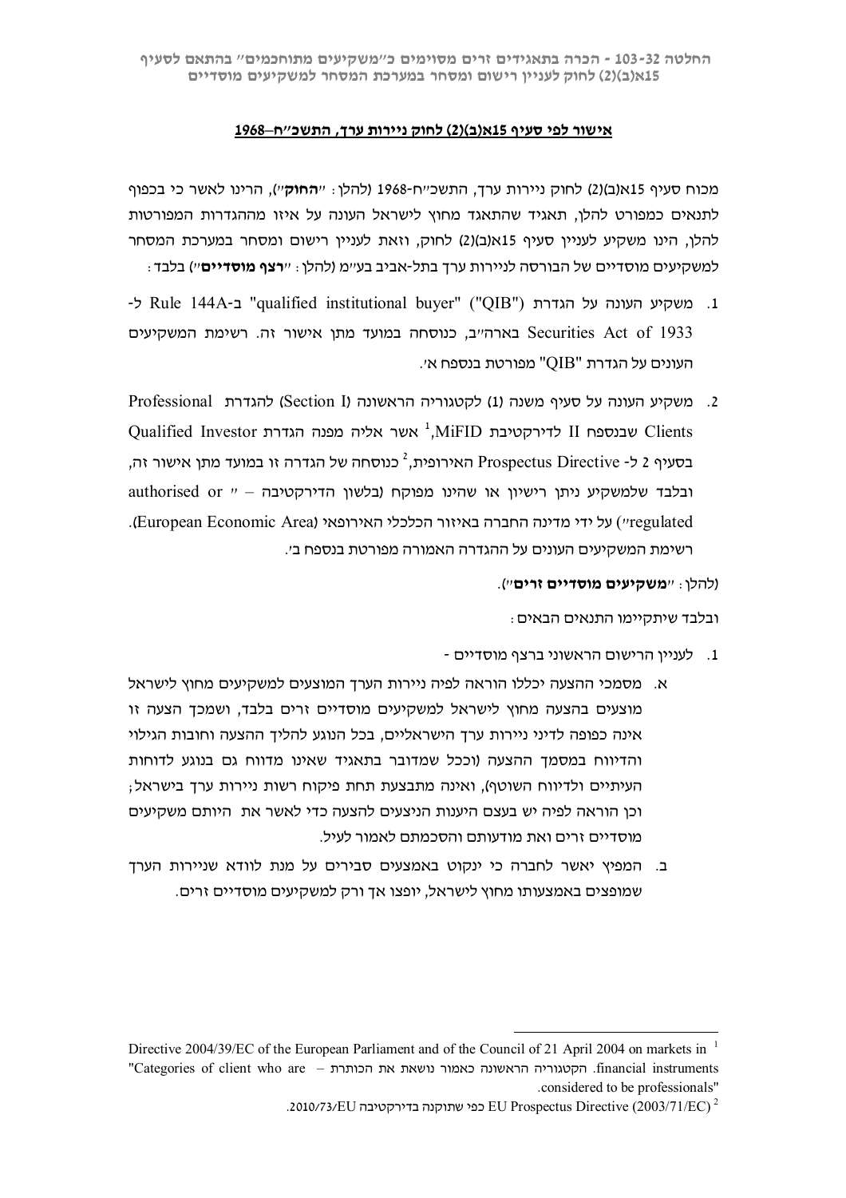**החלטה 103-32 - הכרה בתאגידים זרים מסוימים כ"משקיעים מתוחכמים" בהתאם לסעיף 15א(ב)(2) לחוק לעניין רישום ומסחר במערכת המסחר למשקיעים מוסדיים**

## אישור לפי סעיף 15א(ב)(2) לחוק ניירות ערך, התשכ"ח–1968

מכוח סעיף 15א(ב)(2) לחוק ניירות ערך, התשכ"ח-1968 (להלן: "**החוק**"), הרינו לאשר כי בכפוף לתנאים כמפורט להלן, תאגיד שהתאגד מחוץ לישראל העונה על איזו מההגדרות המפורטות להלן, הינו משקיע לעניין סעיף 15א(ב)(2) לחוק, וזאת לעניין רישום ומסחר במערכת המסחר למשקיעים מוסדיים של הבורסה לניירות ערך בתל-אביב בע"מ (להלן: "**רצף מוסדיים**") בלבד:

1. משקיע העונה על הגדרת "qualified institutional buyer" ("QIB") ב-Rule 144A ל-Securities Act of 1933 בארה"ב, כנוסחה במועד מתן אישור זה. רשימת המשקיעים העונים על הגדרת "QIB" מפורטת בנספח א'.
2. משקיע העונה על סעיף משנה (1) לקטגוריה הראשונה (Section I) להגדרת Professional Clients שבנספח II לדירקטיבת MiFID,[1] אשר אליה מפנה הגדרת Qualified Investor בסעיף 2 ל- Prospectus Directive האירופית,[2] כנוסחה של הגדרה זו במועד מתן אישור זה, ובלבד שלמשקיע ניתן רישיון או שהינו מפוקח (בלשון הדירקטיבה – " authorised or regulated") על ידי מדינה החברה באיזור הכלכלי האירופאי (European Economic Area). רשימת המשקיעים העונים על ההגדרה האמורה מפורטת בנספח ב'.

(להלן: "**משקיעים מוסדיים זרים**").

ובלבד שיתקיימו התנאים הבאים:

1. לעניין הרישום הראשוני ברצף מוסדיים -
   א. מסמכי ההצעה יכללו הוראה לפיה ניירות הערך המוצעים למשקיעים מחוץ לישראל מוצעים בהצעה מחוץ לישראל למשקיעים מוסדיים זרים בלבד, ושמכך הצעה זו אינה כפופה לדיני ניירות ערך הישראליים, בכל הנוגע להליך ההצעה וחובות הגילוי והדיווח במסמך ההצעה (וככל שמדובר בתאגיד שאינו מדווח גם בנוגע לדוחות העיתיים ולדיווח השוטף), ואינה מתבצעת תחת פיקוח רשות ניירות ערך בישראל; וכן הוראה לפיה יש בעצם היענות הניצעים להצעה כדי לאשר את היותם משקיעים מוסדיים זרים ואת מודעותם והסכמתם לאמור לעיל.
   ב. המפיץ יאשר לחברה כי ינקוט באמצעים סבירים על מנת לוודא שניירות הערך שמופצים באמצעותו מחוץ לישראל, יופצו אך ורק למשקיעים מוסדיים זרים.

---

[1] Directive 2004/39/EC of the European Parliament and of the Council of 21 April 2004 on markets in financial instruments. הקטגוריה הראשונה כאמור נושאת את הכותרת – "Categories of client who are considered to be professionals".

[2] EU Prospectus Directive (2003/71/EC) כפי שתוקנה בדירקטיבה 2010/73/EU.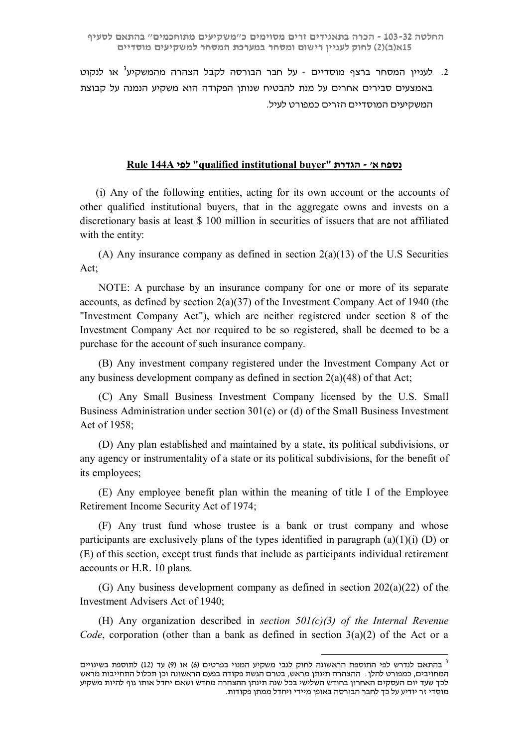2. לעניין המסחר ברצף מוסדיים - על חבר הבורסה לקבל הצהרה מהמשקיע[3] או לנקוט באמצעים סבירים אחרים על מנת להבטיח שנותן הפקודה הוא משקיע הנמנה על קבוצת המשקיעים המוסדיים הזרים כמפורט לעיל.

## **נספח א' - הגדרת "qualified institutional buyer" לפי Rule 144A**

(i) Any of the following entities, acting for its own account or the accounts of other qualified institutional buyers, that in the aggregate owns and invests on a discretionary basis at least $ 100 million in securities of issuers that are not affiliated with the entity:

(A) Any insurance company as defined in section 2(a)(13) of the U.S Securities Act;

NOTE: A purchase by an insurance company for one or more of its separate accounts, as defined by section 2(a)(37) of the Investment Company Act of 1940 (the "Investment Company Act"), which are neither registered under section 8 of the Investment Company Act nor required to be so registered, shall be deemed to be a purchase for the account of such insurance company.

(B) Any investment company registered under the Investment Company Act or any business development company as defined in section 2(a)(48) of that Act;

(C) Any Small Business Investment Company licensed by the U.S. Small Business Administration under section 301(c) or (d) of the Small Business Investment Act of 1958;

(D) Any plan established and maintained by a state, its political subdivisions, or any agency or instrumentality of a state or its political subdivisions, for the benefit of its employees;

(E) Any employee benefit plan within the meaning of title I of the Employee Retirement Income Security Act of 1974;

(F) Any trust fund whose trustee is a bank or trust company and whose participants are exclusively plans of the types identified in paragraph (a)(1)(i) (D) or (E) of this section, except trust funds that include as participants individual retirement accounts or H.R. 10 plans.

(G) Any business development company as defined in section 202(a)(22) of the Investment Advisers Act of 1940;

(H) Any organization described in *section 501(c)(3) of the Internal Revenue Code*, corporation (other than a bank as defined in section 3(a)(2) of the Act or a

[3] בהתאם לנדרש לפי התוספת הראשונה לחוק לגבי משקיע המנוי בפרטים (6) או (9) עד (12) לתוספת בשינויים המחויבים, כמפורט להלן: ההצהרה תינתן מראש, בטרם הגשת פקודה בפעם הראשונה וכן תכלול התחייבות מראש לכך שעד יום העסקים האחרון בחודש השלישי בכל שנה תינתן ההצהרה מחדש ושאם יחדל אותו גוף להיות משקיע מוסדי זר יודיע על כך לחבר הבורסה באופן מיידי ויחדל ממתן פקודות.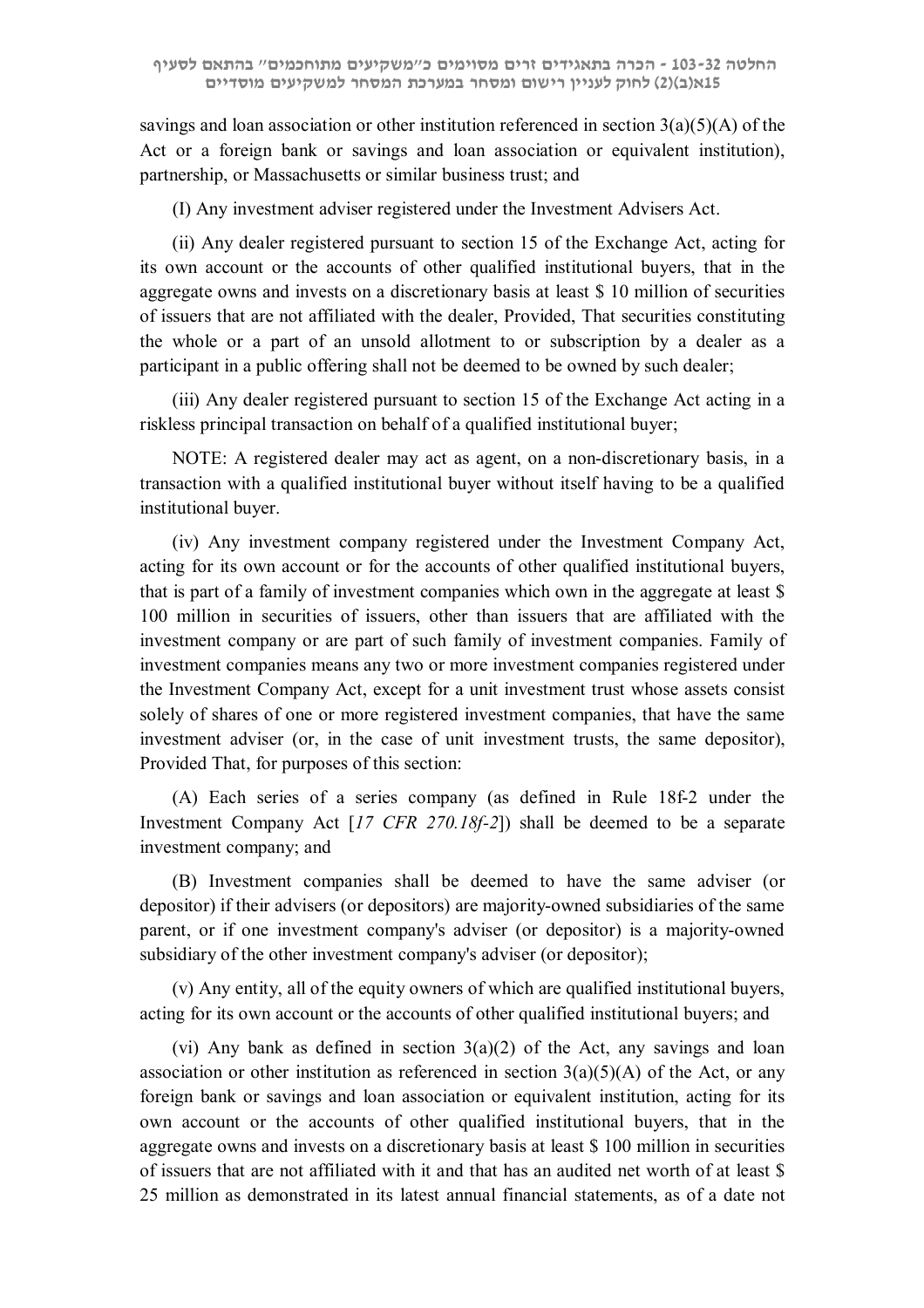savings and loan association or other institution referenced in section 3(a)(5)(A) of the Act or a foreign bank or savings and loan association or equivalent institution), partnership, or Massachusetts or similar business trust; and

(I) Any investment adviser registered under the Investment Advisers Act.

(ii) Any dealer registered pursuant to section 15 of the Exchange Act, acting for its own account or the accounts of other qualified institutional buyers, that in the aggregate owns and invests on a discretionary basis at least $ 10 million of securities of issuers that are not affiliated with the dealer, Provided, That securities constituting the whole or a part of an unsold allotment to or subscription by a dealer as a participant in a public offering shall not be deemed to be owned by such dealer;

(iii) Any dealer registered pursuant to section 15 of the Exchange Act acting in a riskless principal transaction on behalf of a qualified institutional buyer;

NOTE: A registered dealer may act as agent, on a non-discretionary basis, in a transaction with a qualified institutional buyer without itself having to be a qualified institutional buyer.

(iv) Any investment company registered under the Investment Company Act, acting for its own account or for the accounts of other qualified institutional buyers, that is part of a family of investment companies which own in the aggregate at least $ 100 million in securities of issuers, other than issuers that are affiliated with the investment company or are part of such family of investment companies. Family of investment companies means any two or more investment companies registered under the Investment Company Act, except for a unit investment trust whose assets consist solely of shares of one or more registered investment companies, that have the same investment adviser (or, in the case of unit investment trusts, the same depositor), Provided That, for purposes of this section:

(A) Each series of a series company (as defined in Rule 18f-2 under the Investment Company Act [*17 CFR 270.18f-2*]) shall be deemed to be a separate investment company; and

(B) Investment companies shall be deemed to have the same adviser (or depositor) if their advisers (or depositors) are majority-owned subsidiaries of the same parent, or if one investment company's adviser (or depositor) is a majority-owned subsidiary of the other investment company's adviser (or depositor);

(v) Any entity, all of the equity owners of which are qualified institutional buyers, acting for its own account or the accounts of other qualified institutional buyers; and

(vi) Any bank as defined in section 3(a)(2) of the Act, any savings and loan association or other institution as referenced in section 3(a)(5)(A) of the Act, or any foreign bank or savings and loan association or equivalent institution, acting for its own account or the accounts of other qualified institutional buyers, that in the aggregate owns and invests on a discretionary basis at least $ 100 million in securities of issuers that are not affiliated with it and that has an audited net worth of at least $ 25 million as demonstrated in its latest annual financial statements, as of a date not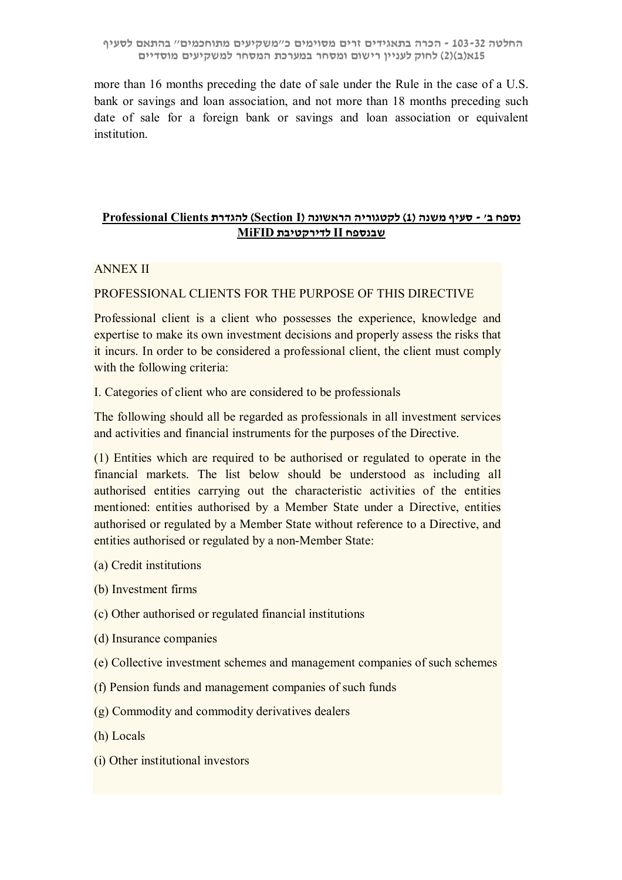more than 16 months preceding the date of sale under the Rule in the case of a U.S. bank or savings and loan association, and not more than 18 months preceding such date of sale for a foreign bank or savings and loan association or equivalent institution.

**נספח ב' - סעיף משנה (1) לקטגוריה הראשונה (Section I) להגדרת Professional Clients שבנספח II לדירקטיבת MiFID**

ANNEX II

PROFESSIONAL CLIENTS FOR THE PURPOSE OF THIS DIRECTIVE

Professional client is a client who possesses the experience, knowledge and expertise to make its own investment decisions and properly assess the risks that it incurs. In order to be considered a professional client, the client must comply with the following criteria:

I. Categories of client who are considered to be professionals

The following should all be regarded as professionals in all investment services and activities and financial instruments for the purposes of the Directive.

(1) Entities which are required to be authorised or regulated to operate in the financial markets. The list below should be understood as including all authorised entities carrying out the characteristic activities of the entities mentioned: entities authorised by a Member State under a Directive, entities authorised or regulated by a Member State without reference to a Directive, and entities authorised or regulated by a non-Member State:

(a) Credit institutions

(b) Investment firms

(c) Other authorised or regulated financial institutions

(d) Insurance companies

(e) Collective investment schemes and management companies of such schemes

(f) Pension funds and management companies of such funds

(g) Commodity and commodity derivatives dealers

(h) Locals

(i) Other institutional investors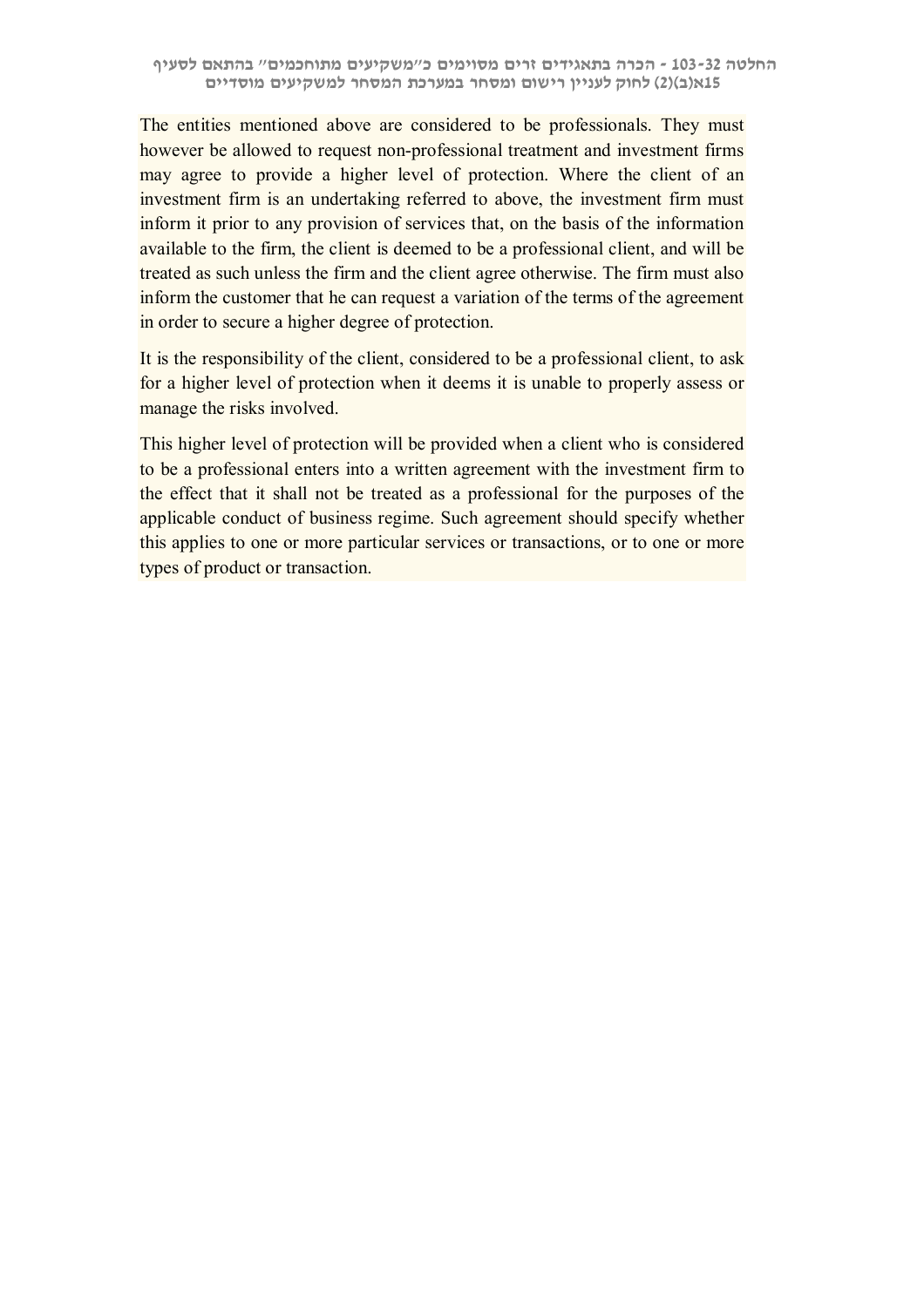The entities mentioned above are considered to be professionals. They must however be allowed to request non-professional treatment and investment firms may agree to provide a higher level of protection. Where the client of an investment firm is an undertaking referred to above, the investment firm must inform it prior to any provision of services that, on the basis of the information available to the firm, the client is deemed to be a professional client, and will be treated as such unless the firm and the client agree otherwise. The firm must also inform the customer that he can request a variation of the terms of the agreement in order to secure a higher degree of protection.

It is the responsibility of the client, considered to be a professional client, to ask for a higher level of protection when it deems it is unable to properly assess or manage the risks involved.

This higher level of protection will be provided when a client who is considered to be a professional enters into a written agreement with the investment firm to the effect that it shall not be treated as a professional for the purposes of the applicable conduct of business regime. Such agreement should specify whether this applies to one or more particular services or transactions, or to one or more types of product or transaction.